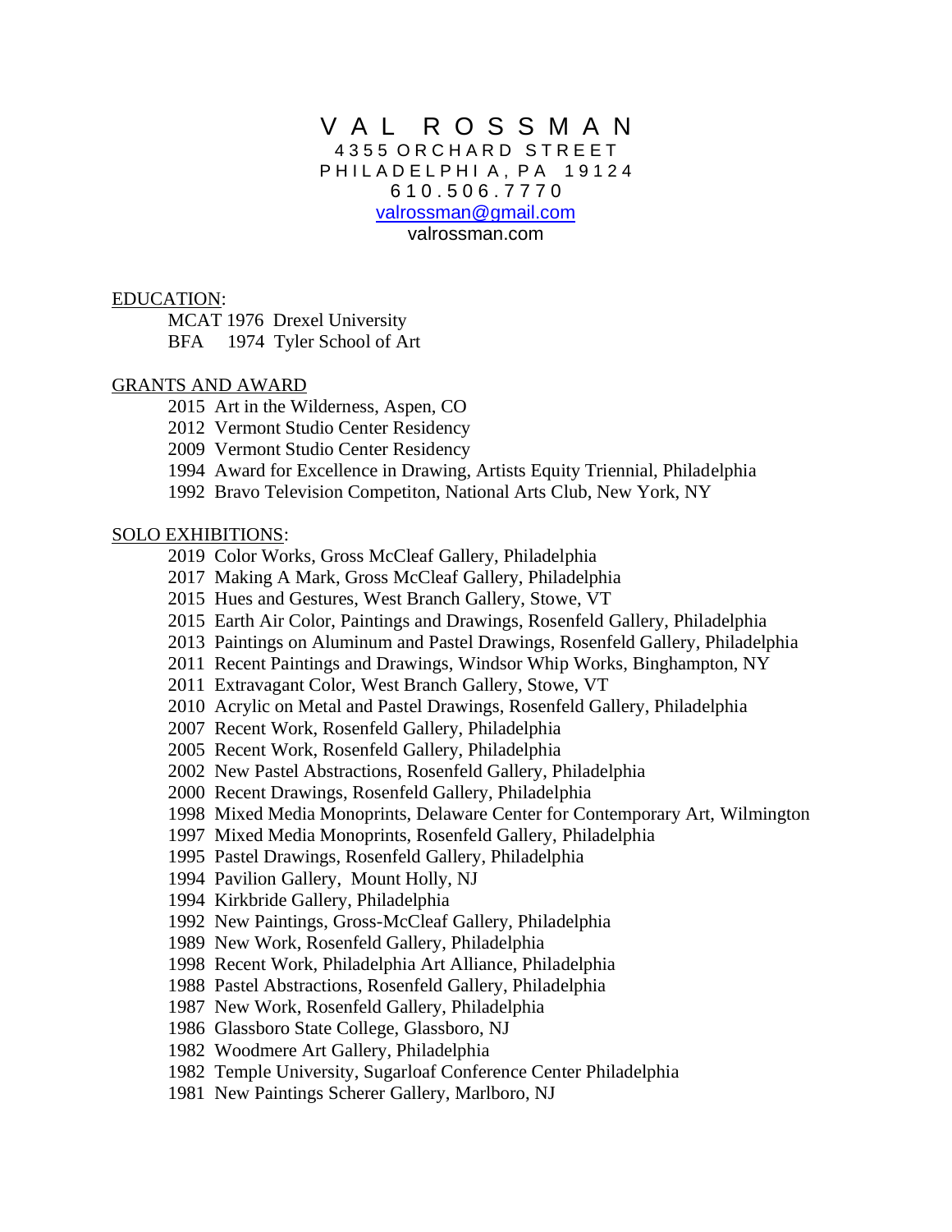# V A L R O S S M A N

4 3 5 5 O R C H A R D S T R E E T
P H I L A D E L P H I A , P A 1 9 1 2 4
6 1 0 . 5 0 6 . 7 7 7 0
valrossman@gmail.com
valrossman.com

## EDUCATION:

MCAT 1976 Drexel University
BFA 1974 Tyler School of Art

## GRANTS AND AWARD

2015 Art in the Wilderness, Aspen, CO
2012 Vermont Studio Center Residency
2009 Vermont Studio Center Residency
1994 Award for Excellence in Drawing, Artists Equity Triennial, Philadelphia
1992 Bravo Television Competiton, National Arts Club, New York, NY

## SOLO EXHIBITIONS:

2019 Color Works, Gross McCleaf Gallery, Philadelphia
2017 Making A Mark, Gross McCleaf Gallery, Philadelphia
2015 Hues and Gestures, West Branch Gallery, Stowe, VT
2015 Earth Air Color, Paintings and Drawings, Rosenfeld Gallery, Philadelphia
2013 Paintings on Aluminum and Pastel Drawings, Rosenfeld Gallery, Philadelphia
2011 Recent Paintings and Drawings, Windsor Whip Works, Binghampton, NY
2011 Extravagant Color, West Branch Gallery, Stowe, VT
2010 Acrylic on Metal and Pastel Drawings, Rosenfeld Gallery, Philadelphia
2007 Recent Work, Rosenfeld Gallery, Philadelphia
2005 Recent Work, Rosenfeld Gallery, Philadelphia
2002 New Pastel Abstractions, Rosenfeld Gallery, Philadelphia
2000 Recent Drawings, Rosenfeld Gallery, Philadelphia
1998 Mixed Media Monoprints, Delaware Center for Contemporary Art, Wilmington
1997 Mixed Media Monoprints, Rosenfeld Gallery, Philadelphia
1995 Pastel Drawings, Rosenfeld Gallery, Philadelphia
1994 Pavilion Gallery, Mount Holly, NJ
1994 Kirkbride Gallery, Philadelphia
1992 New Paintings, Gross-McCleaf Gallery, Philadelphia
1989 New Work, Rosenfeld Gallery, Philadelphia
1998 Recent Work, Philadelphia Art Alliance, Philadelphia
1988 Pastel Abstractions, Rosenfeld Gallery, Philadelphia
1987 New Work, Rosenfeld Gallery, Philadelphia
1986 Glassboro State College, Glassboro, NJ
1982 Woodmere Art Gallery, Philadelphia
1982 Temple University, Sugarloaf Conference Center Philadelphia
1981 New Paintings Scherer Gallery, Marlboro, NJ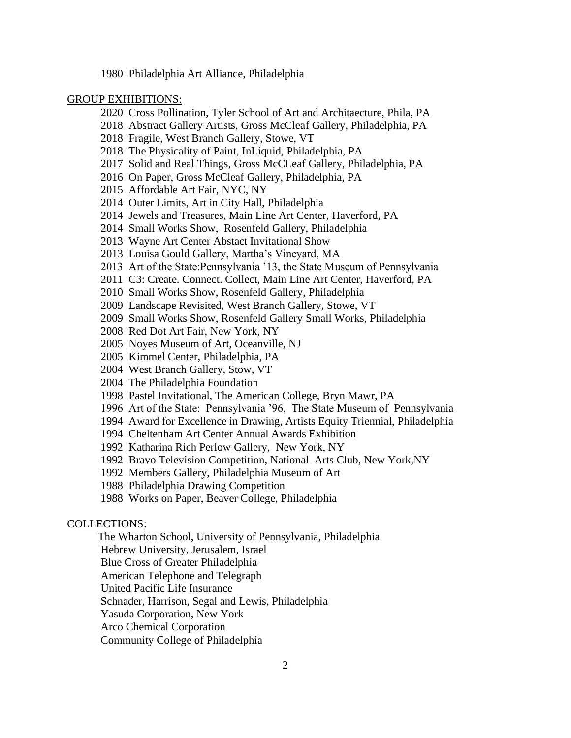1980 Philadelphia Art Alliance, Philadelphia

GROUP EXHIBITIONS:

2020 Cross Pollination, Tyler School of Art and Architaecture, Phila, PA
2018 Abstract Gallery Artists, Gross McCleaf Gallery, Philadelphia, PA
2018 Fragile, West Branch Gallery, Stowe, VT
2018 The Physicality of Paint, InLiquid, Philadelphia, PA
2017 Solid and Real Things, Gross McCLeaf Gallery, Philadelphia, PA
2016 On Paper, Gross McCleaf Gallery, Philadelphia, PA
2015 Affordable Art Fair, NYC, NY
2014 Outer Limits, Art in City Hall, Philadelphia
2014 Jewels and Treasures, Main Line Art Center, Haverford, PA
2014 Small Works Show, Rosenfeld Gallery, Philadelphia
2013 Wayne Art Center Abstact Invitational Show
2013 Louisa Gould Gallery, Martha's Vineyard, MA
2013 Art of the State:Pennsylvania '13, the State Museum of Pennsylvania
2011 C3: Create. Connect. Collect, Main Line Art Center, Haverford, PA
2010 Small Works Show, Rosenfeld Gallery, Philadelphia
2009 Landscape Revisited, West Branch Gallery, Stowe, VT
2009 Small Works Show, Rosenfeld Gallery Small Works, Philadelphia
2008 Red Dot Art Fair, New York, NY
2005 Noyes Museum of Art, Oceanville, NJ
2005 Kimmel Center, Philadelphia, PA
2004 West Branch Gallery, Stow, VT
2004 The Philadelphia Foundation
1998 Pastel Invitational, The American College, Bryn Mawr, PA
1996 Art of the State: Pennsylvania '96, The State Museum of Pennsylvania
1994 Award for Excellence in Drawing, Artists Equity Triennial, Philadelphia
1994 Cheltenham Art Center Annual Awards Exhibition
1992 Katharina Rich Perlow Gallery, New York, NY
1992 Bravo Television Competition, National Arts Club, New York,NY
1992 Members Gallery, Philadelphia Museum of Art
1988 Philadelphia Drawing Competition
1988 Works on Paper, Beaver College, Philadelphia

COLLECTIONS:

The Wharton School, University of Pennsylvania, Philadelphia
Hebrew University, Jerusalem, Israel
Blue Cross of Greater Philadelphia
American Telephone and Telegraph
United Pacific Life Insurance
Schnader, Harrison, Segal and Lewis, Philadelphia
Yasuda Corporation, New York
Arco Chemical Corporation
Community College of Philadelphia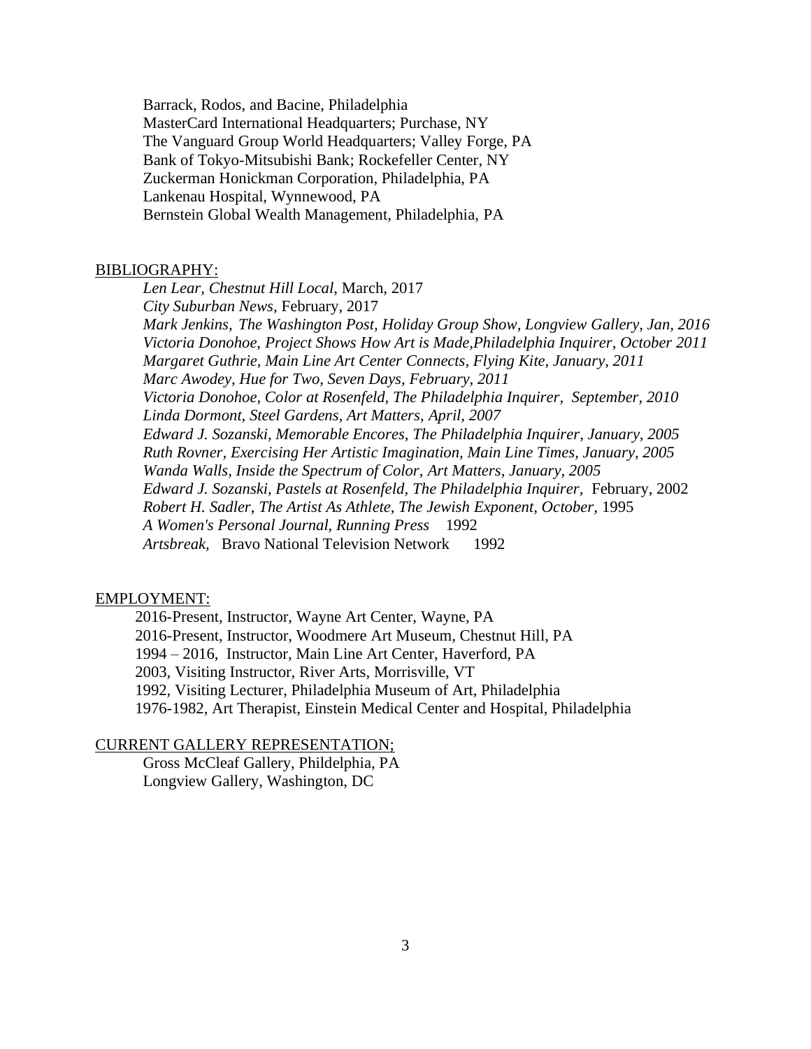Barrack, Rodos, and Bacine, Philadelphia
MasterCard International Headquarters; Purchase, NY
The Vanguard Group World Headquarters; Valley Forge, PA
Bank of Tokyo-Mitsubishi Bank; Rockefeller Center, NY
Zuckerman Honickman Corporation, Philadelphia, PA
Lankenau Hospital, Wynnewood, PA
Bernstein Global Wealth Management, Philadelphia, PA

BIBLIOGRAPHY:

*Len Lear*, *Chestnut Hill Local*, March, 2017
*City Suburban News*, February, 2017
*Mark Jenkins, The Washington Post, Holiday Group Show, Longview Gallery, Jan, 2016*
*Victoria Donohoe, Project Shows How Art is Made,Philadelphia Inquirer, October 2011*
*Margaret Guthrie, Main Line Art Center Connects, Flying Kite, January, 2011*
*Marc Awodey, Hue for Two, Seven Days, February, 2011*
*Victoria Donohoe, Color at Rosenfeld, The Philadelphia Inquirer, September, 2010*
*Linda Dormont, Steel Gardens, Art Matters, April, 2007*
*Edward J. Sozanski, Memorable Encores, The Philadelphia Inquirer, January, 2005*
*Ruth Rovner, Exercising Her Artistic Imagination, Main Line Times, January, 2005*
*Wanda Walls, Inside the Spectrum of Color, Art Matters, January, 2005*
*Edward J. Sozanski, Pastels at Rosenfeld, The Philadelphia Inquirer,* February, 2002
*Robert H. Sadler, The Artist As Athlete, The Jewish Exponent, October,* 1995
*A Women's Personal Journal, Running Press* 1992
*Artsbreak,* Bravo National Television Network 1992

EMPLOYMENT:

2016-Present, Instructor, Wayne Art Center, Wayne, PA
2016-Present, Instructor, Woodmere Art Museum, Chestnut Hill, PA
1994 – 2016, Instructor, Main Line Art Center, Haverford, PA
2003, Visiting Instructor, River Arts, Morrisville, VT
1992, Visiting Lecturer, Philadelphia Museum of Art, Philadelphia
1976-1982, Art Therapist, Einstein Medical Center and Hospital, Philadelphia

CURRENT GALLERY REPRESENTATION;

Gross McCleaf Gallery, Phildelphia, PA
Longview Gallery, Washington, DC